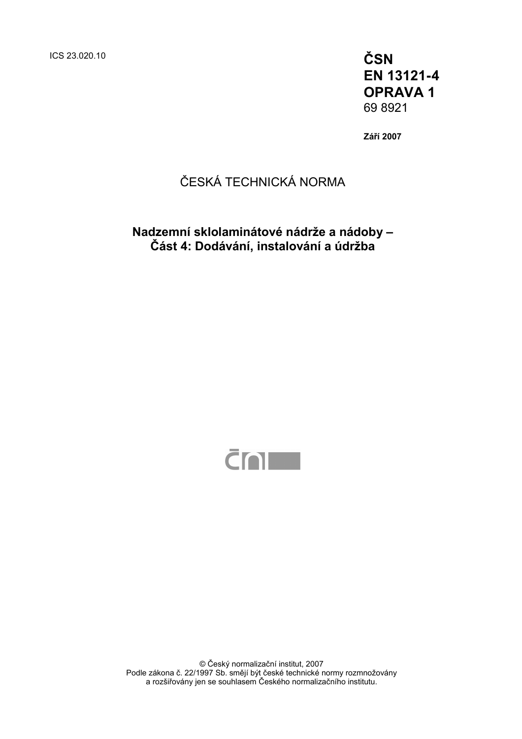ICS 23.020.10

**ČSN**
**EN 13121-4**
**OPRAVA 1**
69 8921

**Září 2007**

ČESKÁ TECHNICKÁ NORMA

## Nadzemní sklolaminátové nádrže a nádoby – Část 4: Dodávání, instalování a údržba

© Český normalizační institut, 2007
Podle zákona č. 22/1997 Sb. smějí být české technické normy rozmnožovány a rozšiřovány jen se souhlasem Českého normalizačního institutu.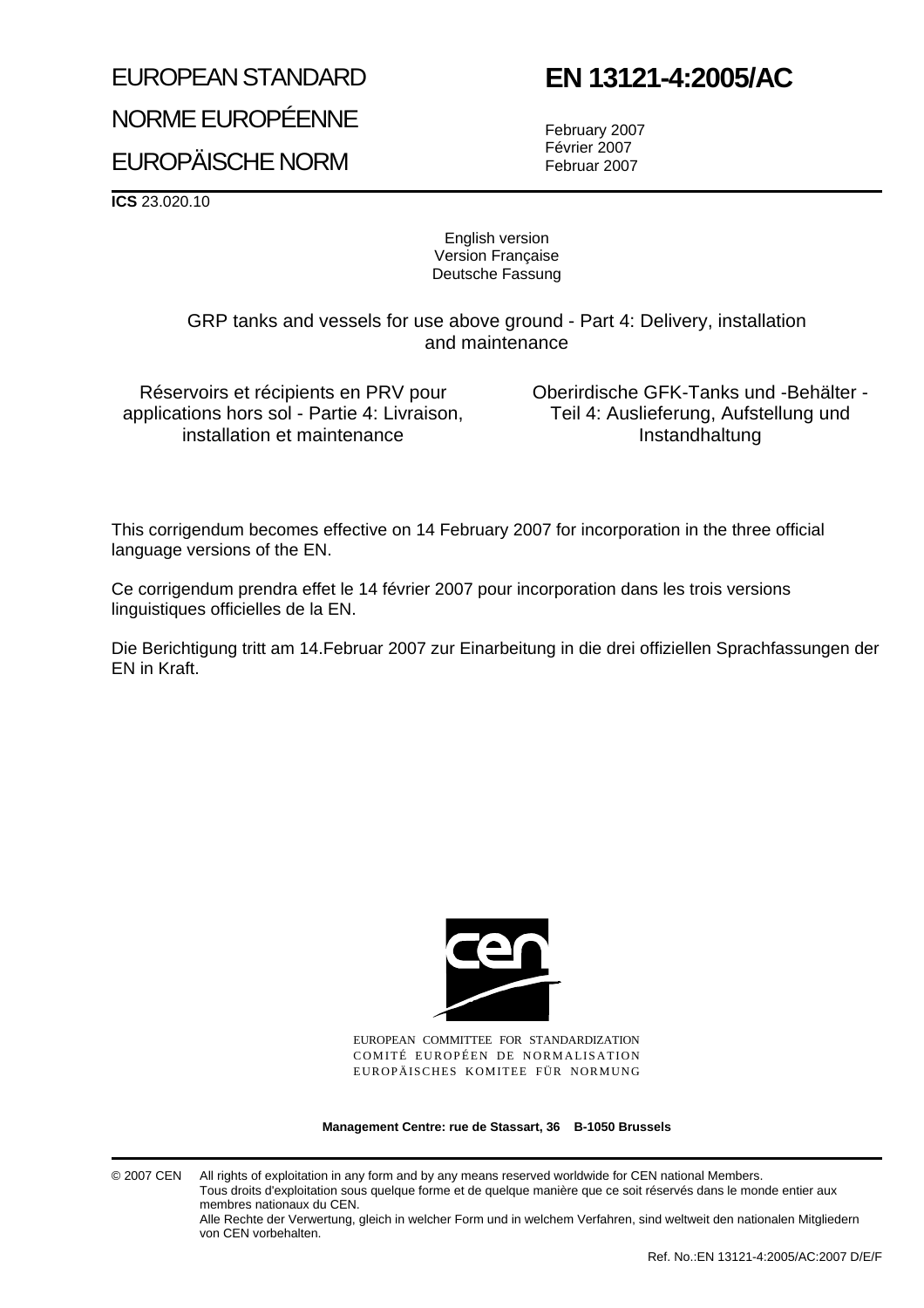# EUROPEAN STANDARD

# NORME EUROPÉENNE

# EUROPÄISCHE NORM

# EN 13121-4:2005/AC

February 2007
Février 2007
Februar 2007

**ICS** 23.020.10

English version
Version Française
Deutsche Fassung

GRP tanks and vessels for use above ground - Part 4: Delivery, installation and maintenance

Réservoirs et récipients en PRV pour applications hors sol - Partie 4: Livraison, installation et maintenance

Oberirdische GFK-Tanks und -Behälter - Teil 4: Auslieferung, Aufstellung und Instandhaltung

This corrigendum becomes effective on 14 February 2007 for incorporation in the three official language versions of the EN.

Ce corrigendum prendra effet le 14 février 2007 pour incorporation dans les trois versions linguistiques officielles de la EN.

Die Berichtigung tritt am 14.Februar 2007 zur Einarbeitung in die drei offiziellen Sprachfassungen der EN in Kraft.

EUROPEAN COMMITTEE FOR STANDARDIZATION
COMITÉ EUROPÉEN DE NORMALISATION
EUROPÄISCHES KOMITEE FÜR NORMUNG

**Management Centre: rue de Stassart, 36 B-1050 Brussels**

© 2007 CEN All rights of exploitation in any form and by any means reserved worldwide for CEN national Members.
Tous droits d'exploitation sous quelque forme et de quelque manière que ce soit réservés dans le monde entier aux membres nationaux du CEN.
Alle Rechte der Verwertung, gleich in welcher Form und in welchem Verfahren, sind weltweit den nationalen Mitgliedern von CEN vorbehalten.

Ref. No.:EN 13121-4:2005/AC:2007 D/E/F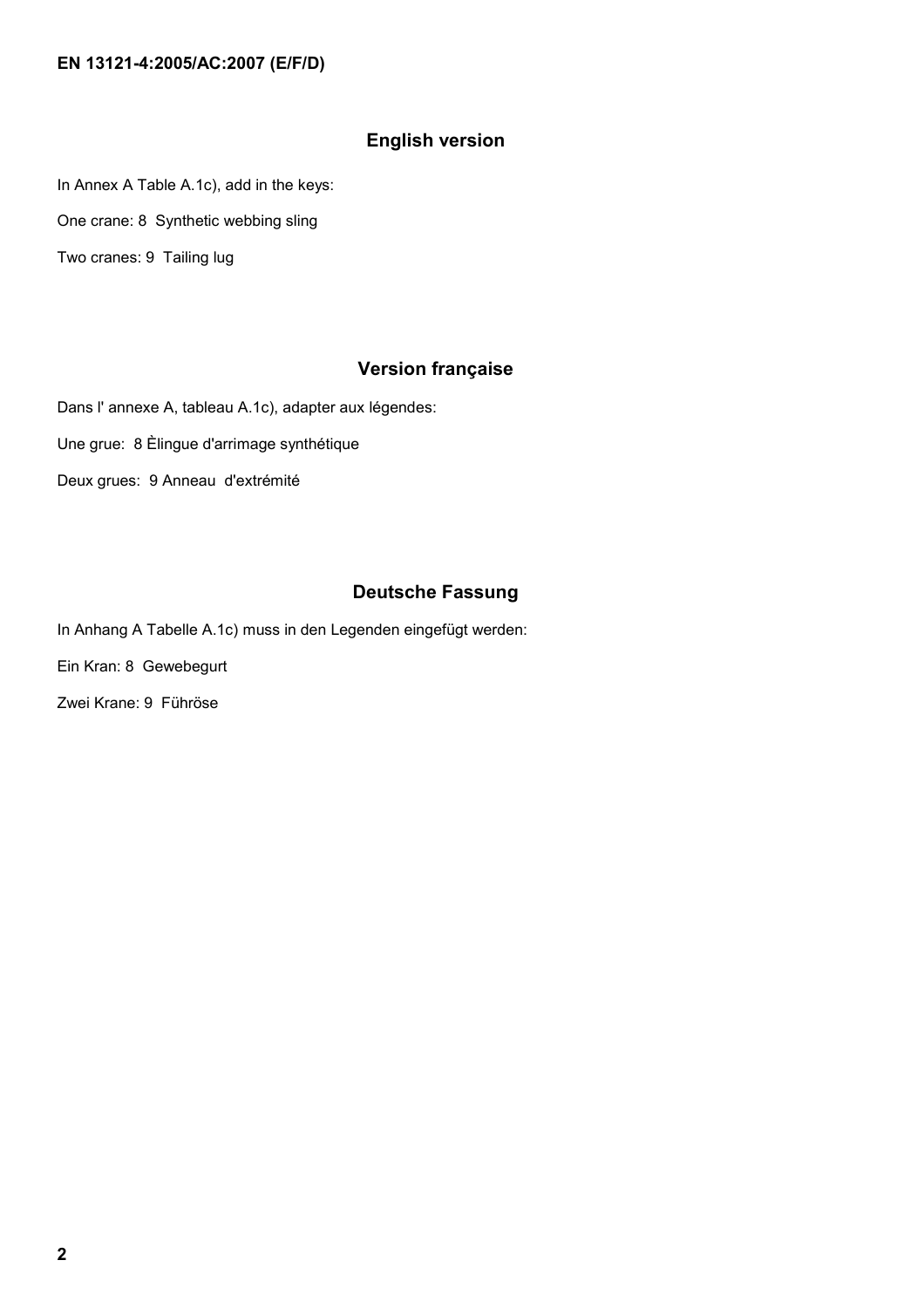## English version

In Annex A Table A.1c), add in the keys:

One crane: 8  Synthetic webbing sling

Two cranes: 9  Tailing lug

## Version française

Dans l' annexe A, tableau A.1c), adapter aux légendes:

Une grue:  8 Èlingue d'arrimage synthétique

Deux grues:  9 Anneau  d'extrémité

## Deutsche Fassung

In Anhang A Tabelle A.1c) muss in den Legenden eingefügt werden:

Ein Kran: 8  Gewebegurt

Zwei Krane: 9  Führöse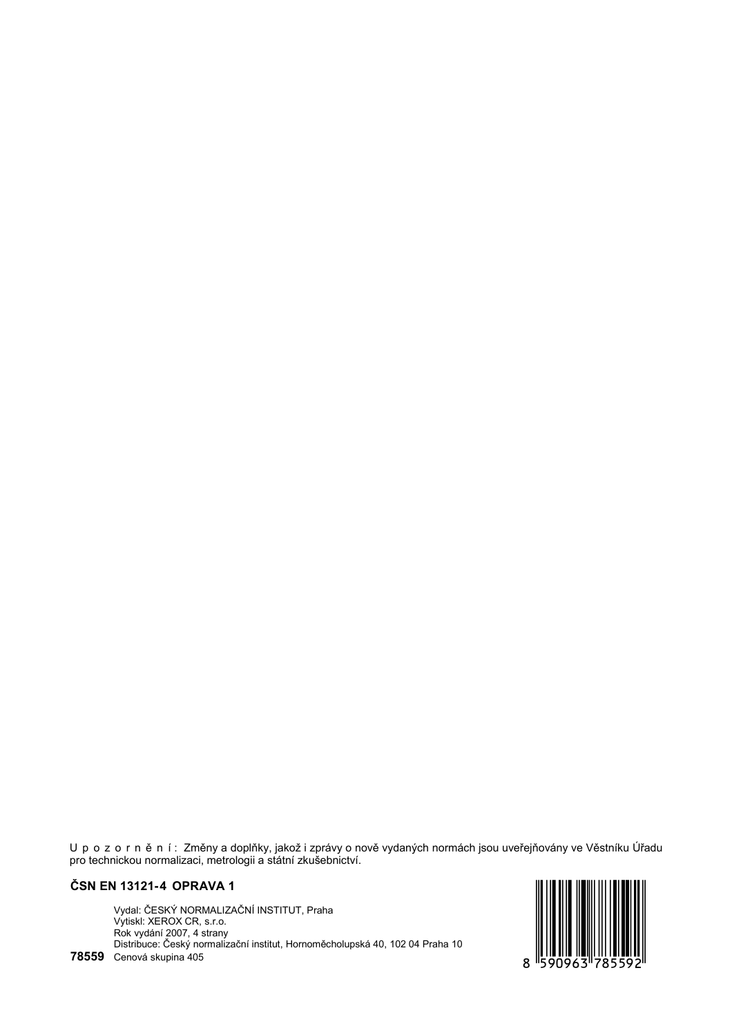U p o z o r n ě n í : Změny a doplňky, jakož i zprávy o nově vydaných normách jsou uveřejňovány ve Věstníku Úřadu pro technickou normalizaci, metrologii a státní zkušebnictví.

**ČSN EN 13121-4 OPRAVA 1**

Vydal: ČESKÝ NORMALIZAČNÍ INSTITUT, Praha
Vytiskl: XEROX CR, s.r.o.
Rok vydání 2007, 4 strany
Distribuce: Český normalizační institut, Hornoměcholupská 40, 102 04 Praha 10

**78559** Cenová skupina 405

8 590963 785592